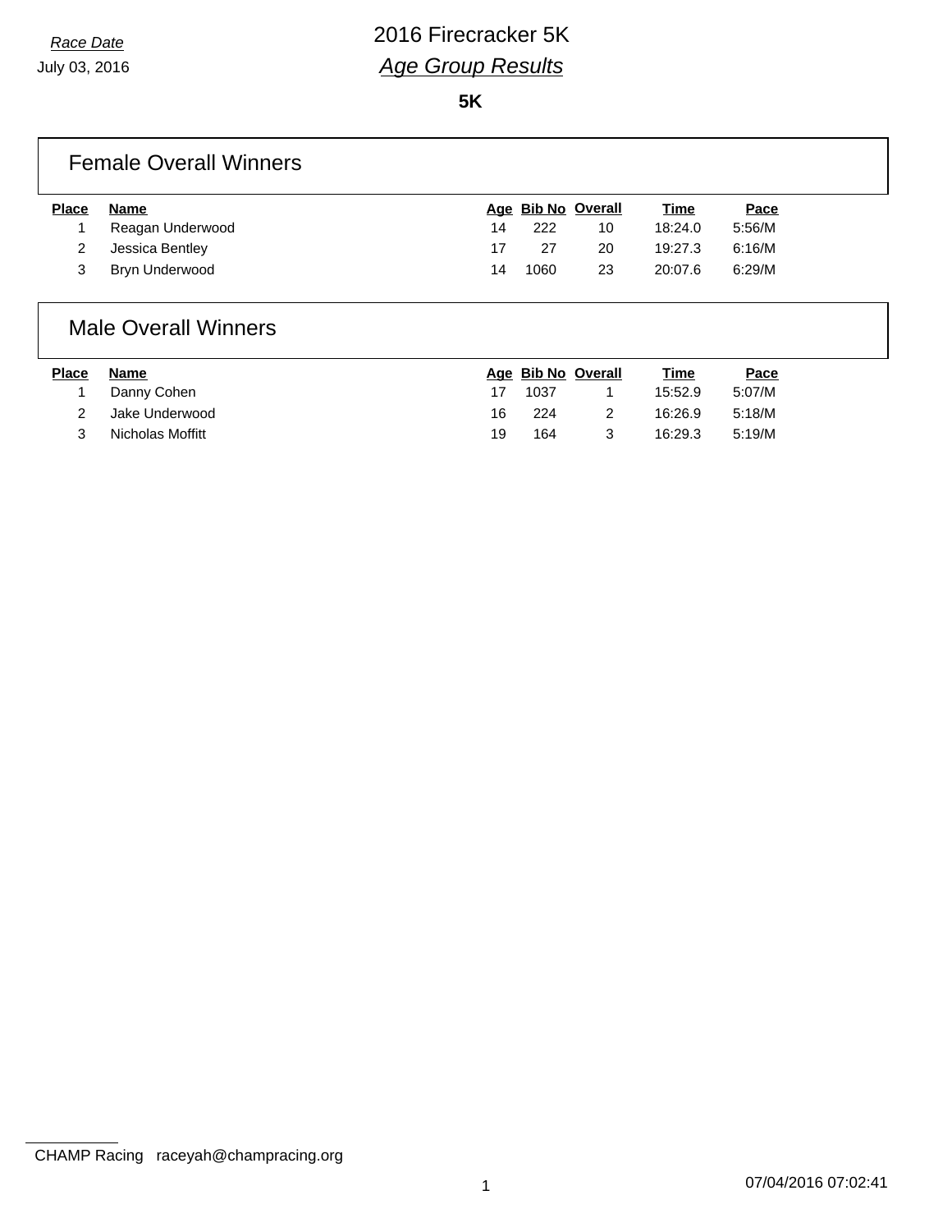*Race Date*

July 03, 2016

# 2016 Firecracker 5K

## *Age Group Results*

**5K**

### Female Overall Winners

| Place | Name | Age | Bib No | Overall | Time | Pace |
|---|---|---|---|---|---|---|
| 1 | Reagan Underwood | 14 | 222 | 10 | 18:24.0 | 5:56/M |
| 2 | Jessica Bentley | 17 | 27 | 20 | 19:27.3 | 6:16/M |
| 3 | Bryn Underwood | 14 | 1060 | 23 | 20:07.6 | 6:29/M |

### Male Overall Winners

| Place | Name | Age | Bib No | Overall | Time | Pace |
|---|---|---|---|---|---|---|
| 1 | Danny Cohen | 17 | 1037 | 1 | 15:52.9 | 5:07/M |
| 2 | Jake Underwood | 16 | 224 | 2 | 16:26.9 | 5:18/M |
| 3 | Nicholas Moffitt | 19 | 164 | 3 | 16:29.3 | 5:19/M |

CHAMP Racing raceyah@champracing.org

07/04/2016 07:02:41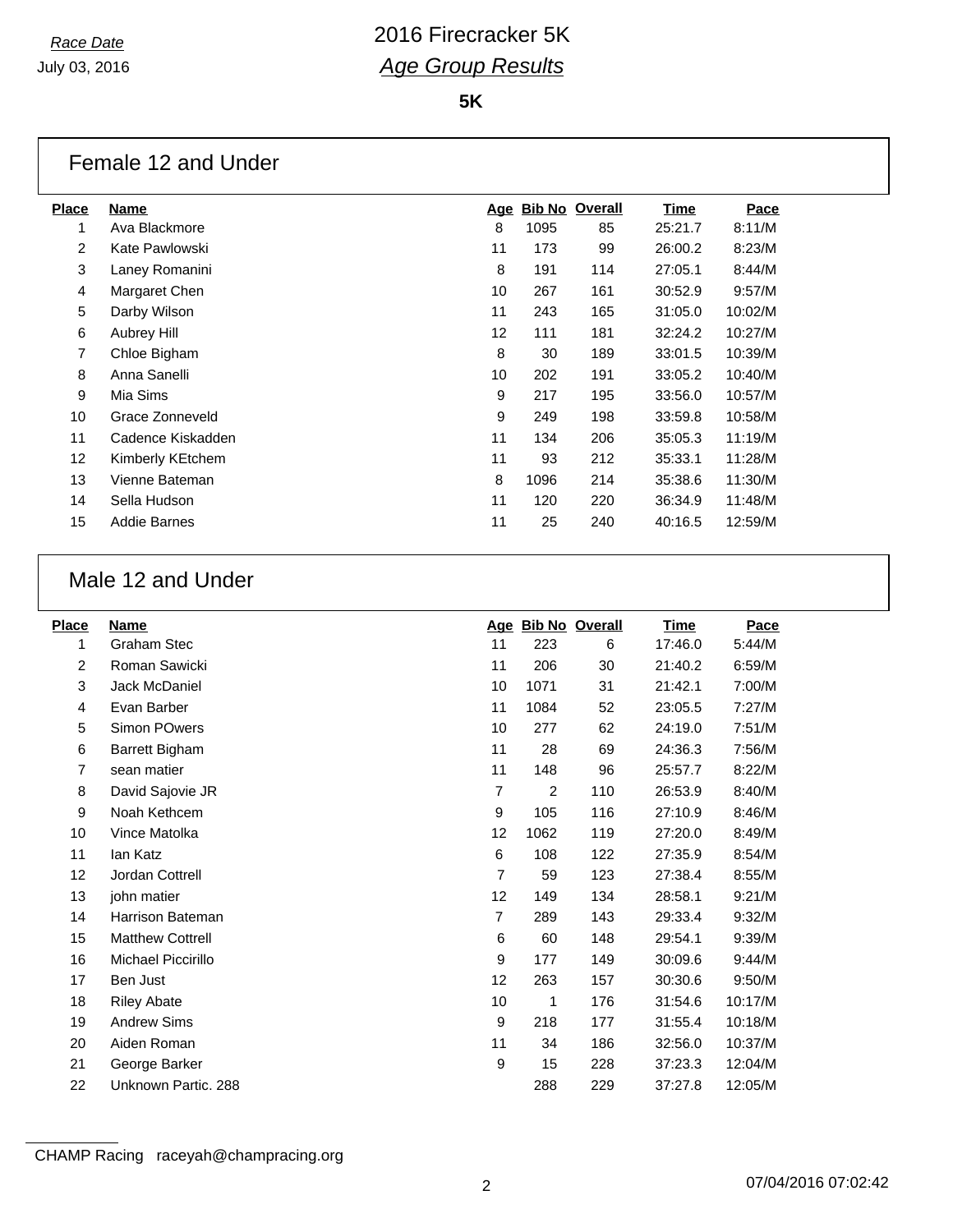*Race Date*

July 03, 2016

# 2016 Firecracker 5K

## *Age Group Results*

**5K**

### Female 12 and Under

| Place | Name | Age | Bib No | Overall | Time | Pace |
|---|---|---|---|---|---|---|
| 1 | Ava Blackmore | 8 | 1095 | 85 | 25:21.7 | 8:11/M |
| 2 | Kate Pawlowski | 11 | 173 | 99 | 26:00.2 | 8:23/M |
| 3 | Laney Romanini | 8 | 191 | 114 | 27:05.1 | 8:44/M |
| 4 | Margaret Chen | 10 | 267 | 161 | 30:52.9 | 9:57/M |
| 5 | Darby Wilson | 11 | 243 | 165 | 31:05.0 | 10:02/M |
| 6 | Aubrey Hill | 12 | 111 | 181 | 32:24.2 | 10:27/M |
| 7 | Chloe Bigham | 8 | 30 | 189 | 33:01.5 | 10:39/M |
| 8 | Anna Sanelli | 10 | 202 | 191 | 33:05.2 | 10:40/M |
| 9 | Mia Sims | 9 | 217 | 195 | 33:56.0 | 10:57/M |
| 10 | Grace Zonneveld | 9 | 249 | 198 | 33:59.8 | 10:58/M |
| 11 | Cadence Kiskadden | 11 | 134 | 206 | 35:05.3 | 11:19/M |
| 12 | Kimberly KEtchem | 11 | 93 | 212 | 35:33.1 | 11:28/M |
| 13 | Vienne Bateman | 8 | 1096 | 214 | 35:38.6 | 11:30/M |
| 14 | Sella Hudson | 11 | 120 | 220 | 36:34.9 | 11:48/M |
| 15 | Addie Barnes | 11 | 25 | 240 | 40:16.5 | 12:59/M |

### Male 12 and Under

| Place | Name | Age | Bib No | Overall | Time | Pace |
|---|---|---|---|---|---|---|
| 1 | Graham Stec | 11 | 223 | 6 | 17:46.0 | 5:44/M |
| 2 | Roman Sawicki | 11 | 206 | 30 | 21:40.2 | 6:59/M |
| 3 | Jack McDaniel | 10 | 1071 | 31 | 21:42.1 | 7:00/M |
| 4 | Evan Barber | 11 | 1084 | 52 | 23:05.5 | 7:27/M |
| 5 | Simon POwers | 10 | 277 | 62 | 24:19.0 | 7:51/M |
| 6 | Barrett Bigham | 11 | 28 | 69 | 24:36.3 | 7:56/M |
| 7 | sean matier | 11 | 148 | 96 | 25:57.7 | 8:22/M |
| 8 | David Sajovie JR | 7 | 2 | 110 | 26:53.9 | 8:40/M |
| 9 | Noah Kethcem | 9 | 105 | 116 | 27:10.9 | 8:46/M |
| 10 | Vince Matolka | 12 | 1062 | 119 | 27:20.0 | 8:49/M |
| 11 | Ian Katz | 6 | 108 | 122 | 27:35.9 | 8:54/M |
| 12 | Jordan Cottrell | 7 | 59 | 123 | 27:38.4 | 8:55/M |
| 13 | john matier | 12 | 149 | 134 | 28:58.1 | 9:21/M |
| 14 | Harrison Bateman | 7 | 289 | 143 | 29:33.4 | 9:32/M |
| 15 | Matthew Cottrell | 6 | 60 | 148 | 29:54.1 | 9:39/M |
| 16 | Michael Piccirillo | 9 | 177 | 149 | 30:09.6 | 9:44/M |
| 17 | Ben Just | 12 | 263 | 157 | 30:30.6 | 9:50/M |
| 18 | Riley Abate | 10 | 1 | 176 | 31:54.6 | 10:17/M |
| 19 | Andrew Sims | 9 | 218 | 177 | 31:55.4 | 10:18/M |
| 20 | Aiden Roman | 11 | 34 | 186 | 32:56.0 | 10:37/M |
| 21 | George Barker | 9 | 15 | 228 | 37:23.3 | 12:04/M |
| 22 | Unknown Partic. 288 | | 288 | 229 | 37:27.8 | 12:05/M |

CHAMP Racing raceyah@champracing.org

07/04/2016 07:02:42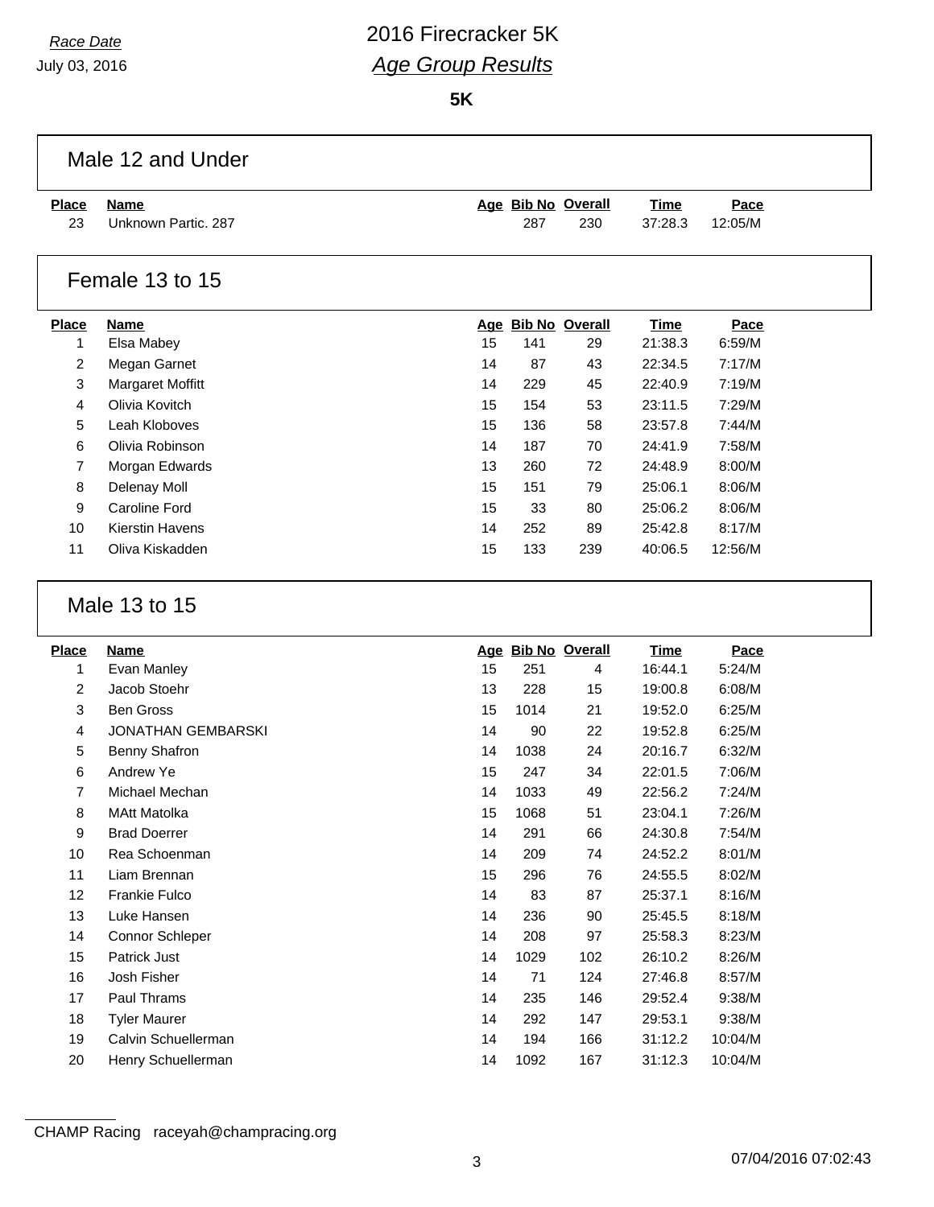*Race Date*
July 03, 2016

# 2016 Firecracker 5K
## *Age Group Results*

**5K**

### Male 12 and Under

| Place | Name | Age | Bib No | Overall | Time | Pace |
|---|---|---|---|---|---|---|
| 23 | Unknown Partic. 287 | | 287 | 230 | 37:28.3 | 12:05/M |

### Female 13 to 15

| Place | Name | Age | Bib No | Overall | Time | Pace |
|---|---|---|---|---|---|---|
| 1 | Elsa Mabey | 15 | 141 | 29 | 21:38.3 | 6:59/M |
| 2 | Megan Garnet | 14 | 87 | 43 | 22:34.5 | 7:17/M |
| 3 | Margaret Moffitt | 14 | 229 | 45 | 22:40.9 | 7:19/M |
| 4 | Olivia Kovitch | 15 | 154 | 53 | 23:11.5 | 7:29/M |
| 5 | Leah Kloboves | 15 | 136 | 58 | 23:57.8 | 7:44/M |
| 6 | Olivia Robinson | 14 | 187 | 70 | 24:41.9 | 7:58/M |
| 7 | Morgan Edwards | 13 | 260 | 72 | 24:48.9 | 8:00/M |
| 8 | Delenay Moll | 15 | 151 | 79 | 25:06.1 | 8:06/M |
| 9 | Caroline Ford | 15 | 33 | 80 | 25:06.2 | 8:06/M |
| 10 | Kierstin Havens | 14 | 252 | 89 | 25:42.8 | 8:17/M |
| 11 | Oliva Kiskadden | 15 | 133 | 239 | 40:06.5 | 12:56/M |

### Male 13 to 15

| Place | Name | Age | Bib No | Overall | Time | Pace |
|---|---|---|---|---|---|---|
| 1 | Evan Manley | 15 | 251 | 4 | 16:44.1 | 5:24/M |
| 2 | Jacob Stoehr | 13 | 228 | 15 | 19:00.8 | 6:08/M |
| 3 | Ben Gross | 15 | 1014 | 21 | 19:52.0 | 6:25/M |
| 4 | JONATHAN GEMBARSKI | 14 | 90 | 22 | 19:52.8 | 6:25/M |
| 5 | Benny Shafron | 14 | 1038 | 24 | 20:16.7 | 6:32/M |
| 6 | Andrew Ye | 15 | 247 | 34 | 22:01.5 | 7:06/M |
| 7 | Michael Mechan | 14 | 1033 | 49 | 22:56.2 | 7:24/M |
| 8 | MAtt Matolka | 15 | 1068 | 51 | 23:04.1 | 7:26/M |
| 9 | Brad Doerrer | 14 | 291 | 66 | 24:30.8 | 7:54/M |
| 10 | Rea Schoenman | 14 | 209 | 74 | 24:52.2 | 8:01/M |
| 11 | Liam Brennan | 15 | 296 | 76 | 24:55.5 | 8:02/M |
| 12 | Frankie Fulco | 14 | 83 | 87 | 25:37.1 | 8:16/M |
| 13 | Luke Hansen | 14 | 236 | 90 | 25:45.5 | 8:18/M |
| 14 | Connor Schleper | 14 | 208 | 97 | 25:58.3 | 8:23/M |
| 15 | Patrick Just | 14 | 1029 | 102 | 26:10.2 | 8:26/M |
| 16 | Josh Fisher | 14 | 71 | 124 | 27:46.8 | 8:57/M |
| 17 | Paul Thrams | 14 | 235 | 146 | 29:52.4 | 9:38/M |
| 18 | Tyler Maurer | 14 | 292 | 147 | 29:53.1 | 9:38/M |
| 19 | Calvin Schuellerman | 14 | 194 | 166 | 31:12.2 | 10:04/M |
| 20 | Henry Schuellerman | 14 | 1092 | 167 | 31:12.3 | 10:04/M |

CHAMP Racing raceyah@champracing.org

07/04/2016 07:02:43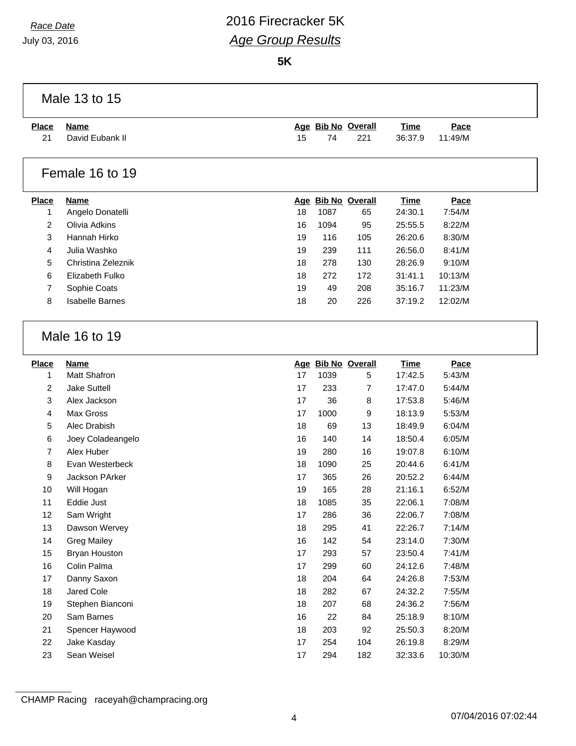*Race Date*

July 03, 2016

# 2016 Firecracker 5K

## *Age Group Results*

**5K**

### Male 13 to 15

| Place | Name | Age | Bib No | Overall | Time | Pace |
|---|---|---|---|---|---|---|
| 21 | David Eubank II | 15 | 74 | 221 | 36:37.9 | 11:49/M |

### Female 16 to 19

| Place | Name | Age | Bib No | Overall | Time | Pace |
|---|---|---|---|---|---|---|
| 1 | Angelo Donatelli | 18 | 1087 | 65 | 24:30.1 | 7:54/M |
| 2 | Olivia Adkins | 16 | 1094 | 95 | 25:55.5 | 8:22/M |
| 3 | Hannah Hirko | 19 | 116 | 105 | 26:20.6 | 8:30/M |
| 4 | Julia Washko | 19 | 239 | 111 | 26:56.0 | 8:41/M |
| 5 | Christina Zeleznik | 18 | 278 | 130 | 28:26.9 | 9:10/M |
| 6 | Elizabeth Fulko | 18 | 272 | 172 | 31:41.1 | 10:13/M |
| 7 | Sophie Coats | 19 | 49 | 208 | 35:16.7 | 11:23/M |
| 8 | Isabelle Barnes | 18 | 20 | 226 | 37:19.2 | 12:02/M |

### Male 16 to 19

| Place | Name | Age | Bib No | Overall | Time | Pace |
|---|---|---|---|---|---|---|
| 1 | Matt Shafron | 17 | 1039 | 5 | 17:42.5 | 5:43/M |
| 2 | Jake Suttell | 17 | 233 | 7 | 17:47.0 | 5:44/M |
| 3 | Alex Jackson | 17 | 36 | 8 | 17:53.8 | 5:46/M |
| 4 | Max Gross | 17 | 1000 | 9 | 18:13.9 | 5:53/M |
| 5 | Alec Drabish | 18 | 69 | 13 | 18:49.9 | 6:04/M |
| 6 | Joey Coladeangelo | 16 | 140 | 14 | 18:50.4 | 6:05/M |
| 7 | Alex Huber | 19 | 280 | 16 | 19:07.8 | 6:10/M |
| 8 | Evan Westerbeck | 18 | 1090 | 25 | 20:44.6 | 6:41/M |
| 9 | Jackson PArker | 17 | 365 | 26 | 20:52.2 | 6:44/M |
| 10 | Will Hogan | 19 | 165 | 28 | 21:16.1 | 6:52/M |
| 11 | Eddie Just | 18 | 1085 | 35 | 22:06.1 | 7:08/M |
| 12 | Sam Wright | 17 | 286 | 36 | 22:06.7 | 7:08/M |
| 13 | Dawson Wervey | 18 | 295 | 41 | 22:26.7 | 7:14/M |
| 14 | Greg Mailey | 16 | 142 | 54 | 23:14.0 | 7:30/M |
| 15 | Bryan Houston | 17 | 293 | 57 | 23:50.4 | 7:41/M |
| 16 | Colin Palma | 17 | 299 | 60 | 24:12.6 | 7:48/M |
| 17 | Danny Saxon | 18 | 204 | 64 | 24:26.8 | 7:53/M |
| 18 | Jared Cole | 18 | 282 | 67 | 24:32.2 | 7:55/M |
| 19 | Stephen Bianconi | 18 | 207 | 68 | 24:36.2 | 7:56/M |
| 20 | Sam Barnes | 16 | 22 | 84 | 25:18.9 | 8:10/M |
| 21 | Spencer Haywood | 18 | 203 | 92 | 25:50.3 | 8:20/M |
| 22 | Jake Kasday | 17 | 254 | 104 | 26:19.8 | 8:29/M |
| 23 | Sean Weisel | 17 | 294 | 182 | 32:33.6 | 10:30/M |

CHAMP Racing raceyah@champracing.org

07/04/2016 07:02:44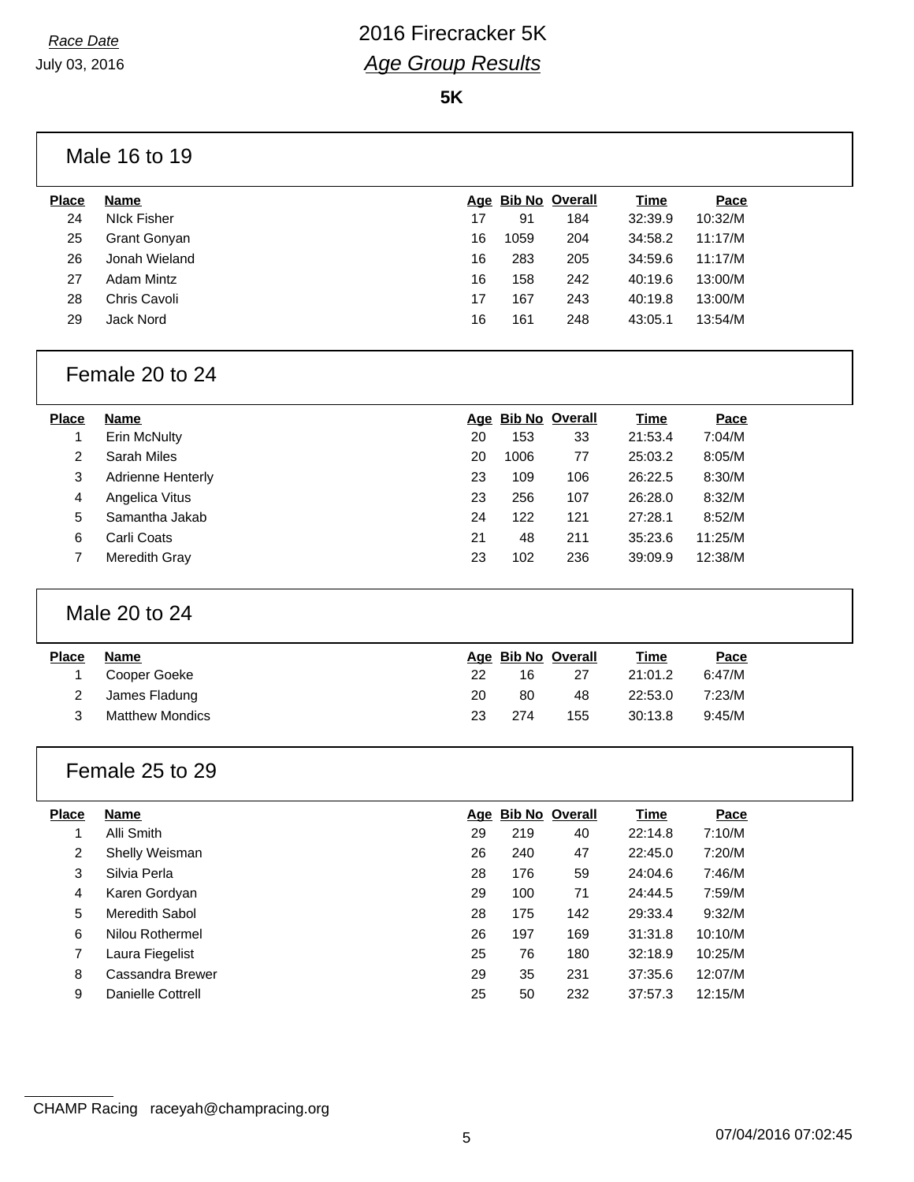*Race Date*
July 03, 2016

# 2016 Firecracker 5K
## *Age Group Results*

**5K**

### Male 16 to 19

| Place | Name | Age | Bib No | Overall | Time | Pace |
|---|---|---|---|---|---|---|
| 24 | NIck Fisher | 17 | 91 | 184 | 32:39.9 | 10:32/M |
| 25 | Grant Gonyan | 16 | 1059 | 204 | 34:58.2 | 11:17/M |
| 26 | Jonah Wieland | 16 | 283 | 205 | 34:59.6 | 11:17/M |
| 27 | Adam Mintz | 16 | 158 | 242 | 40:19.6 | 13:00/M |
| 28 | Chris Cavoli | 17 | 167 | 243 | 40:19.8 | 13:00/M |
| 29 | Jack Nord | 16 | 161 | 248 | 43:05.1 | 13:54/M |

### Female 20 to 24

| Place | Name | Age | Bib No | Overall | Time | Pace |
|---|---|---|---|---|---|---|
| 1 | Erin McNulty | 20 | 153 | 33 | 21:53.4 | 7:04/M |
| 2 | Sarah Miles | 20 | 1006 | 77 | 25:03.2 | 8:05/M |
| 3 | Adrienne Henterly | 23 | 109 | 106 | 26:22.5 | 8:30/M |
| 4 | Angelica Vitus | 23 | 256 | 107 | 26:28.0 | 8:32/M |
| 5 | Samantha Jakab | 24 | 122 | 121 | 27:28.1 | 8:52/M |
| 6 | Carli Coats | 21 | 48 | 211 | 35:23.6 | 11:25/M |
| 7 | Meredith Gray | 23 | 102 | 236 | 39:09.9 | 12:38/M |

### Male 20 to 24

| Place | Name | Age | Bib No | Overall | Time | Pace |
|---|---|---|---|---|---|---|
| 1 | Cooper Goeke | 22 | 16 | 27 | 21:01.2 | 6:47/M |
| 2 | James Fladung | 20 | 80 | 48 | 22:53.0 | 7:23/M |
| 3 | Matthew Mondics | 23 | 274 | 155 | 30:13.8 | 9:45/M |

### Female 25 to 29

| Place | Name | Age | Bib No | Overall | Time | Pace |
|---|---|---|---|---|---|---|
| 1 | Alli Smith | 29 | 219 | 40 | 22:14.8 | 7:10/M |
| 2 | Shelly Weisman | 26 | 240 | 47 | 22:45.0 | 7:20/M |
| 3 | Silvia Perla | 28 | 176 | 59 | 24:04.6 | 7:46/M |
| 4 | Karen Gordyan | 29 | 100 | 71 | 24:44.5 | 7:59/M |
| 5 | Meredith Sabol | 28 | 175 | 142 | 29:33.4 | 9:32/M |
| 6 | Nilou Rothermel | 26 | 197 | 169 | 31:31.8 | 10:10/M |
| 7 | Laura Fiegelist | 25 | 76 | 180 | 32:18.9 | 10:25/M |
| 8 | Cassandra Brewer | 29 | 35 | 231 | 37:35.6 | 12:07/M |
| 9 | Danielle Cottrell | 25 | 50 | 232 | 37:57.3 | 12:15/M |

CHAMP Racing raceyah@champracing.org

07/04/2016 07:02:45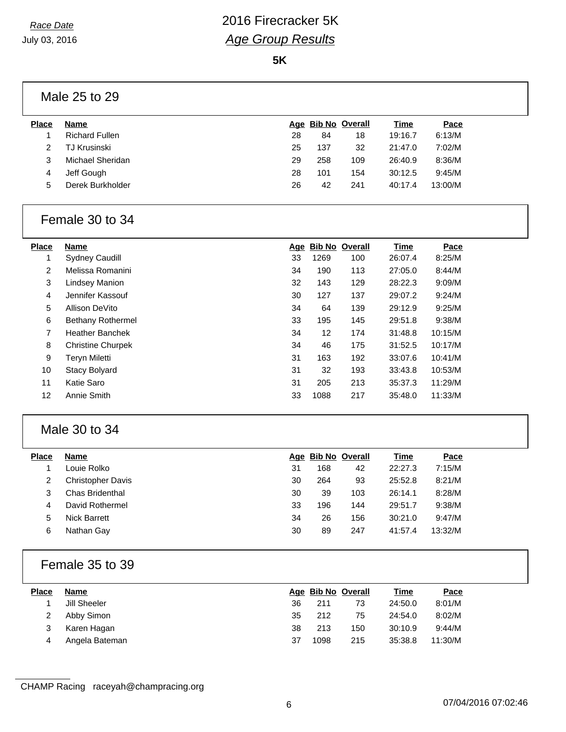Race Date
July 03, 2016

# 2016 Firecracker 5K
## *Age Group Results*

**5K**

### Male 25 to 29

| Place | Name | Age | Bib No | Overall | Time | Pace |
|---|---|---|---|---|---|---|
| 1 | Richard Fullen | 28 | 84 | 18 | 19:16.7 | 6:13/M |
| 2 | TJ Krusinski | 25 | 137 | 32 | 21:47.0 | 7:02/M |
| 3 | Michael Sheridan | 29 | 258 | 109 | 26:40.9 | 8:36/M |
| 4 | Jeff Gough | 28 | 101 | 154 | 30:12.5 | 9:45/M |
| 5 | Derek Burkholder | 26 | 42 | 241 | 40:17.4 | 13:00/M |

### Female 30 to 34

| Place | Name | Age | Bib No | Overall | Time | Pace |
|---|---|---|---|---|---|---|
| 1 | Sydney Caudill | 33 | 1269 | 100 | 26:07.4 | 8:25/M |
| 2 | Melissa Romanini | 34 | 190 | 113 | 27:05.0 | 8:44/M |
| 3 | Lindsey Manion | 32 | 143 | 129 | 28:22.3 | 9:09/M |
| 4 | Jennifer Kassouf | 30 | 127 | 137 | 29:07.2 | 9:24/M |
| 5 | Allison DeVito | 34 | 64 | 139 | 29:12.9 | 9:25/M |
| 6 | Bethany Rothermel | 33 | 195 | 145 | 29:51.8 | 9:38/M |
| 7 | Heather Banchek | 34 | 12 | 174 | 31:48.8 | 10:15/M |
| 8 | Christine Churpek | 34 | 46 | 175 | 31:52.5 | 10:17/M |
| 9 | Teryn Miletti | 31 | 163 | 192 | 33:07.6 | 10:41/M |
| 10 | Stacy Bolyard | 31 | 32 | 193 | 33:43.8 | 10:53/M |
| 11 | Katie Saro | 31 | 205 | 213 | 35:37.3 | 11:29/M |
| 12 | Annie Smith | 33 | 1088 | 217 | 35:48.0 | 11:33/M |

### Male 30 to 34

| Place | Name | Age | Bib No | Overall | Time | Pace |
|---|---|---|---|---|---|---|
| 1 | Louie Rolko | 31 | 168 | 42 | 22:27.3 | 7:15/M |
| 2 | Christopher Davis | 30 | 264 | 93 | 25:52.8 | 8:21/M |
| 3 | Chas Bridenthal | 30 | 39 | 103 | 26:14.1 | 8:28/M |
| 4 | David Rothermel | 33 | 196 | 144 | 29:51.7 | 9:38/M |
| 5 | Nick Barrett | 34 | 26 | 156 | 30:21.0 | 9:47/M |
| 6 | Nathan Gay | 30 | 89 | 247 | 41:57.4 | 13:32/M |

### Female 35 to 39

| Place | Name | Age | Bib No | Overall | Time | Pace |
|---|---|---|---|---|---|---|
| 1 | Jill Sheeler | 36 | 211 | 73 | 24:50.0 | 8:01/M |
| 2 | Abby Simon | 35 | 212 | 75 | 24:54.0 | 8:02/M |
| 3 | Karen Hagan | 38 | 213 | 150 | 30:10.9 | 9:44/M |
| 4 | Angela Bateman | 37 | 1098 | 215 | 35:38.8 | 11:30/M |

CHAMP Racing raceyah@champracing.org

07/04/2016 07:02:46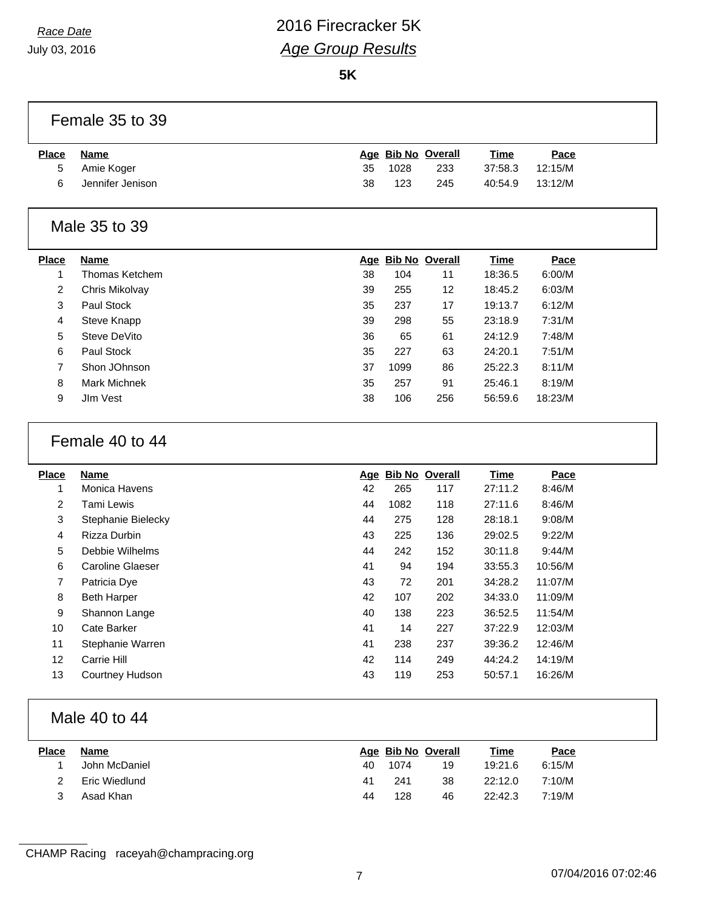*Race Date*
July 03, 2016

# 2016 Firecracker 5K
## *Age Group Results*

**5K**

### Female 35 to 39

| Place | Name | Age | Bib No | Overall | Time | Pace |
|---|---|---|---|---|---|---|
| 5 | Amie Koger | 35 | 1028 | 233 | 37:58.3 | 12:15/M |
| 6 | Jennifer Jenison | 38 | 123 | 245 | 40:54.9 | 13:12/M |

### Male 35 to 39

| Place | Name | Age | Bib No | Overall | Time | Pace |
|---|---|---|---|---|---|---|
| 1 | Thomas Ketchem | 38 | 104 | 11 | 18:36.5 | 6:00/M |
| 2 | Chris Mikolvay | 39 | 255 | 12 | 18:45.2 | 6:03/M |
| 3 | Paul Stock | 35 | 237 | 17 | 19:13.7 | 6:12/M |
| 4 | Steve Knapp | 39 | 298 | 55 | 23:18.9 | 7:31/M |
| 5 | Steve DeVito | 36 | 65 | 61 | 24:12.9 | 7:48/M |
| 6 | Paul Stock | 35 | 227 | 63 | 24:20.1 | 7:51/M |
| 7 | Shon JOhnson | 37 | 1099 | 86 | 25:22.3 | 8:11/M |
| 8 | Mark Michnek | 35 | 257 | 91 | 25:46.1 | 8:19/M |
| 9 | JIm Vest | 38 | 106 | 256 | 56:59.6 | 18:23/M |

### Female 40 to 44

| Place | Name | Age | Bib No | Overall | Time | Pace |
|---|---|---|---|---|---|---|
| 1 | Monica Havens | 42 | 265 | 117 | 27:11.2 | 8:46/M |
| 2 | Tami Lewis | 44 | 1082 | 118 | 27:11.6 | 8:46/M |
| 3 | Stephanie Bielecky | 44 | 275 | 128 | 28:18.1 | 9:08/M |
| 4 | Rizza Durbin | 43 | 225 | 136 | 29:02.5 | 9:22/M |
| 5 | Debbie Wilhelms | 44 | 242 | 152 | 30:11.8 | 9:44/M |
| 6 | Caroline Glaeser | 41 | 94 | 194 | 33:55.3 | 10:56/M |
| 7 | Patricia Dye | 43 | 72 | 201 | 34:28.2 | 11:07/M |
| 8 | Beth Harper | 42 | 107 | 202 | 34:33.0 | 11:09/M |
| 9 | Shannon Lange | 40 | 138 | 223 | 36:52.5 | 11:54/M |
| 10 | Cate Barker | 41 | 14 | 227 | 37:22.9 | 12:03/M |
| 11 | Stephanie Warren | 41 | 238 | 237 | 39:36.2 | 12:46/M |
| 12 | Carrie Hill | 42 | 114 | 249 | 44:24.2 | 14:19/M |
| 13 | Courtney Hudson | 43 | 119 | 253 | 50:57.1 | 16:26/M |

### Male 40 to 44

| Place | Name | Age | Bib No | Overall | Time | Pace |
|---|---|---|---|---|---|---|
| 1 | John McDaniel | 40 | 1074 | 19 | 19:21.6 | 6:15/M |
| 2 | Eric Wiedlund | 41 | 241 | 38 | 22:12.0 | 7:10/M |
| 3 | Asad Khan | 44 | 128 | 46 | 22:42.3 | 7:19/M |

CHAMP Racing raceyah@champracing.org

07/04/2016 07:02:46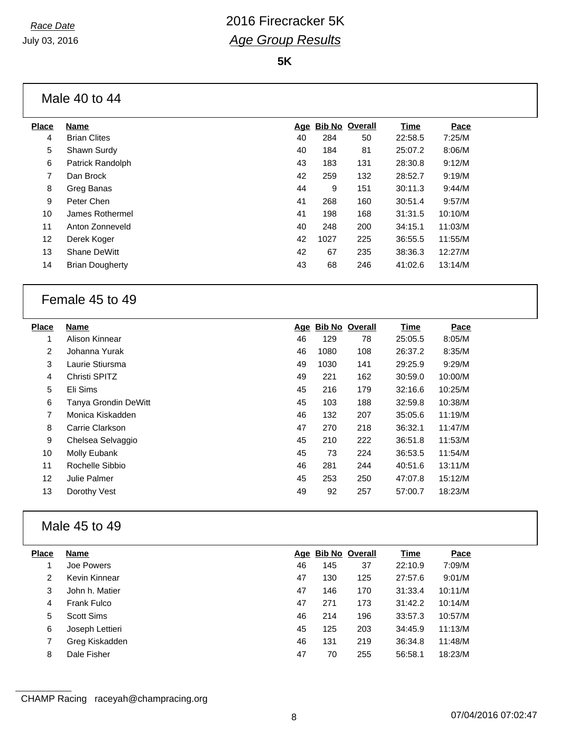*Race Date*
July 03, 2016

# 2016 Firecracker 5K
## *Age Group Results*

**5K**

### Male 40 to 44

| Place | Name | Age | Bib No | Overall | Time | Pace |
|---|---|---|---|---|---|---|
| 4 | Brian Clites | 40 | 284 | 50 | 22:58.5 | 7:25/M |
| 5 | Shawn Surdy | 40 | 184 | 81 | 25:07.2 | 8:06/M |
| 6 | Patrick Randolph | 43 | 183 | 131 | 28:30.8 | 9:12/M |
| 7 | Dan Brock | 42 | 259 | 132 | 28:52.7 | 9:19/M |
| 8 | Greg Banas | 44 | 9 | 151 | 30:11.3 | 9:44/M |
| 9 | Peter Chen | 41 | 268 | 160 | 30:51.4 | 9:57/M |
| 10 | James Rothermel | 41 | 198 | 168 | 31:31.5 | 10:10/M |
| 11 | Anton Zonneveld | 40 | 248 | 200 | 34:15.1 | 11:03/M |
| 12 | Derek Koger | 42 | 1027 | 225 | 36:55.5 | 11:55/M |
| 13 | Shane DeWitt | 42 | 67 | 235 | 38:36.3 | 12:27/M |
| 14 | Brian Dougherty | 43 | 68 | 246 | 41:02.6 | 13:14/M |

### Female 45 to 49

| Place | Name | Age | Bib No | Overall | Time | Pace |
|---|---|---|---|---|---|---|
| 1 | Alison Kinnear | 46 | 129 | 78 | 25:05.5 | 8:05/M |
| 2 | Johanna Yurak | 46 | 1080 | 108 | 26:37.2 | 8:35/M |
| 3 | Laurie Stiursma | 49 | 1030 | 141 | 29:25.9 | 9:29/M |
| 4 | Christi SPITZ | 49 | 221 | 162 | 30:59.0 | 10:00/M |
| 5 | Eli Sims | 45 | 216 | 179 | 32:16.6 | 10:25/M |
| 6 | Tanya Grondin DeWitt | 45 | 103 | 188 | 32:59.8 | 10:38/M |
| 7 | Monica Kiskadden | 46 | 132 | 207 | 35:05.6 | 11:19/M |
| 8 | Carrie Clarkson | 47 | 270 | 218 | 36:32.1 | 11:47/M |
| 9 | Chelsea Selvaggio | 45 | 210 | 222 | 36:51.8 | 11:53/M |
| 10 | Molly Eubank | 45 | 73 | 224 | 36:53.5 | 11:54/M |
| 11 | Rochelle Sibbio | 46 | 281 | 244 | 40:51.6 | 13:11/M |
| 12 | Julie Palmer | 45 | 253 | 250 | 47:07.8 | 15:12/M |
| 13 | Dorothy Vest | 49 | 92 | 257 | 57:00.7 | 18:23/M |

### Male 45 to 49

| Place | Name | Age | Bib No | Overall | Time | Pace |
|---|---|---|---|---|---|---|
| 1 | Joe Powers | 46 | 145 | 37 | 22:10.9 | 7:09/M |
| 2 | Kevin Kinnear | 47 | 130 | 125 | 27:57.6 | 9:01/M |
| 3 | John h. Matier | 47 | 146 | 170 | 31:33.4 | 10:11/M |
| 4 | Frank Fulco | 47 | 271 | 173 | 31:42.2 | 10:14/M |
| 5 | Scott Sims | 46 | 214 | 196 | 33:57.3 | 10:57/M |
| 6 | Joseph Lettieri | 45 | 125 | 203 | 34:45.9 | 11:13/M |
| 7 | Greg Kiskadden | 46 | 131 | 219 | 36:34.8 | 11:48/M |
| 8 | Dale Fisher | 47 | 70 | 255 | 56:58.1 | 18:23/M |

CHAMP Racing raceyah@champracing.org

07/04/2016 07:02:47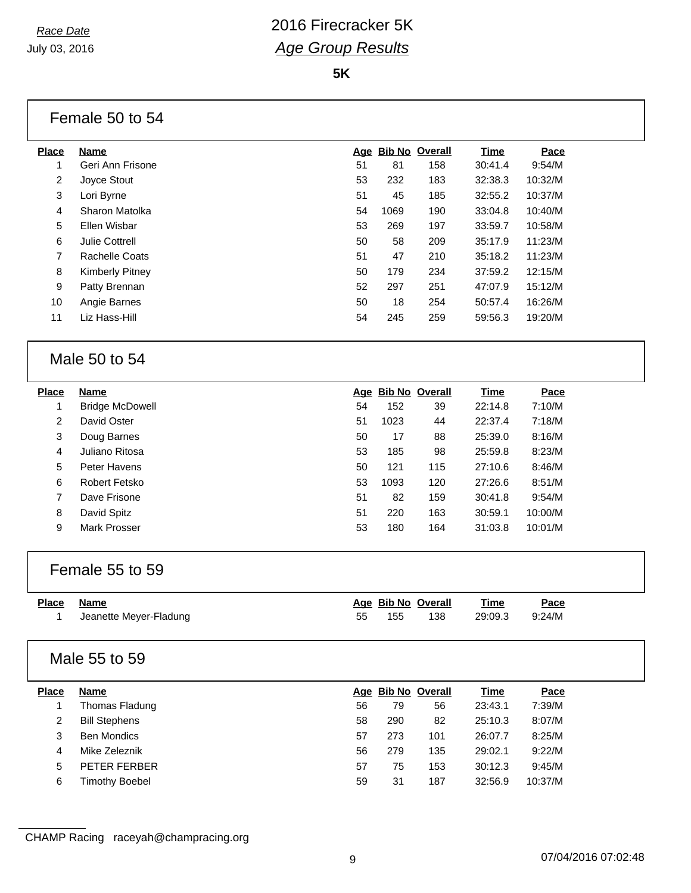*Race Date*
July 03, 2016

# 2016 Firecracker 5K
## *Age Group Results*

**5K**

### Female 50 to 54

| Place | Name | Age | Bib No | Overall | Time | Pace |
|---|---|---|---|---|---|---|
| 1 | Geri Ann Frisone | 51 | 81 | 158 | 30:41.4 | 9:54/M |
| 2 | Joyce Stout | 53 | 232 | 183 | 32:38.3 | 10:32/M |
| 3 | Lori Byrne | 51 | 45 | 185 | 32:55.2 | 10:37/M |
| 4 | Sharon Matolka | 54 | 1069 | 190 | 33:04.8 | 10:40/M |
| 5 | Ellen Wisbar | 53 | 269 | 197 | 33:59.7 | 10:58/M |
| 6 | Julie Cottrell | 50 | 58 | 209 | 35:17.9 | 11:23/M |
| 7 | Rachelle Coats | 51 | 47 | 210 | 35:18.2 | 11:23/M |
| 8 | Kimberly Pitney | 50 | 179 | 234 | 37:59.2 | 12:15/M |
| 9 | Patty Brennan | 52 | 297 | 251 | 47:07.9 | 15:12/M |
| 10 | Angie Barnes | 50 | 18 | 254 | 50:57.4 | 16:26/M |
| 11 | Liz Hass-Hill | 54 | 245 | 259 | 59:56.3 | 19:20/M |

### Male 50 to 54

| Place | Name | Age | Bib No | Overall | Time | Pace |
|---|---|---|---|---|---|---|
| 1 | Bridge McDowell | 54 | 152 | 39 | 22:14.8 | 7:10/M |
| 2 | David Oster | 51 | 1023 | 44 | 22:37.4 | 7:18/M |
| 3 | Doug Barnes | 50 | 17 | 88 | 25:39.0 | 8:16/M |
| 4 | Juliano Ritosa | 53 | 185 | 98 | 25:59.8 | 8:23/M |
| 5 | Peter Havens | 50 | 121 | 115 | 27:10.6 | 8:46/M |
| 6 | Robert Fetsko | 53 | 1093 | 120 | 27:26.6 | 8:51/M |
| 7 | Dave Frisone | 51 | 82 | 159 | 30:41.8 | 9:54/M |
| 8 | David Spitz | 51 | 220 | 163 | 30:59.1 | 10:00/M |
| 9 | Mark Prosser | 53 | 180 | 164 | 31:03.8 | 10:01/M |

### Female 55 to 59

| Place | Name | Age | Bib No | Overall | Time | Pace |
|---|---|---|---|---|---|---|
| 1 | Jeanette Meyer-Fladung | 55 | 155 | 138 | 29:09.3 | 9:24/M |

### Male 55 to 59

| Place | Name | Age | Bib No | Overall | Time | Pace |
|---|---|---|---|---|---|---|
| 1 | Thomas Fladung | 56 | 79 | 56 | 23:43.1 | 7:39/M |
| 2 | Bill Stephens | 58 | 290 | 82 | 25:10.3 | 8:07/M |
| 3 | Ben Mondics | 57 | 273 | 101 | 26:07.7 | 8:25/M |
| 4 | Mike Zeleznik | 56 | 279 | 135 | 29:02.1 | 9:22/M |
| 5 | PETER FERBER | 57 | 75 | 153 | 30:12.3 | 9:45/M |
| 6 | Timothy Boebel | 59 | 31 | 187 | 32:56.9 | 10:37/M |

CHAMP Racing raceyah@champracing.org

07/04/2016 07:02:48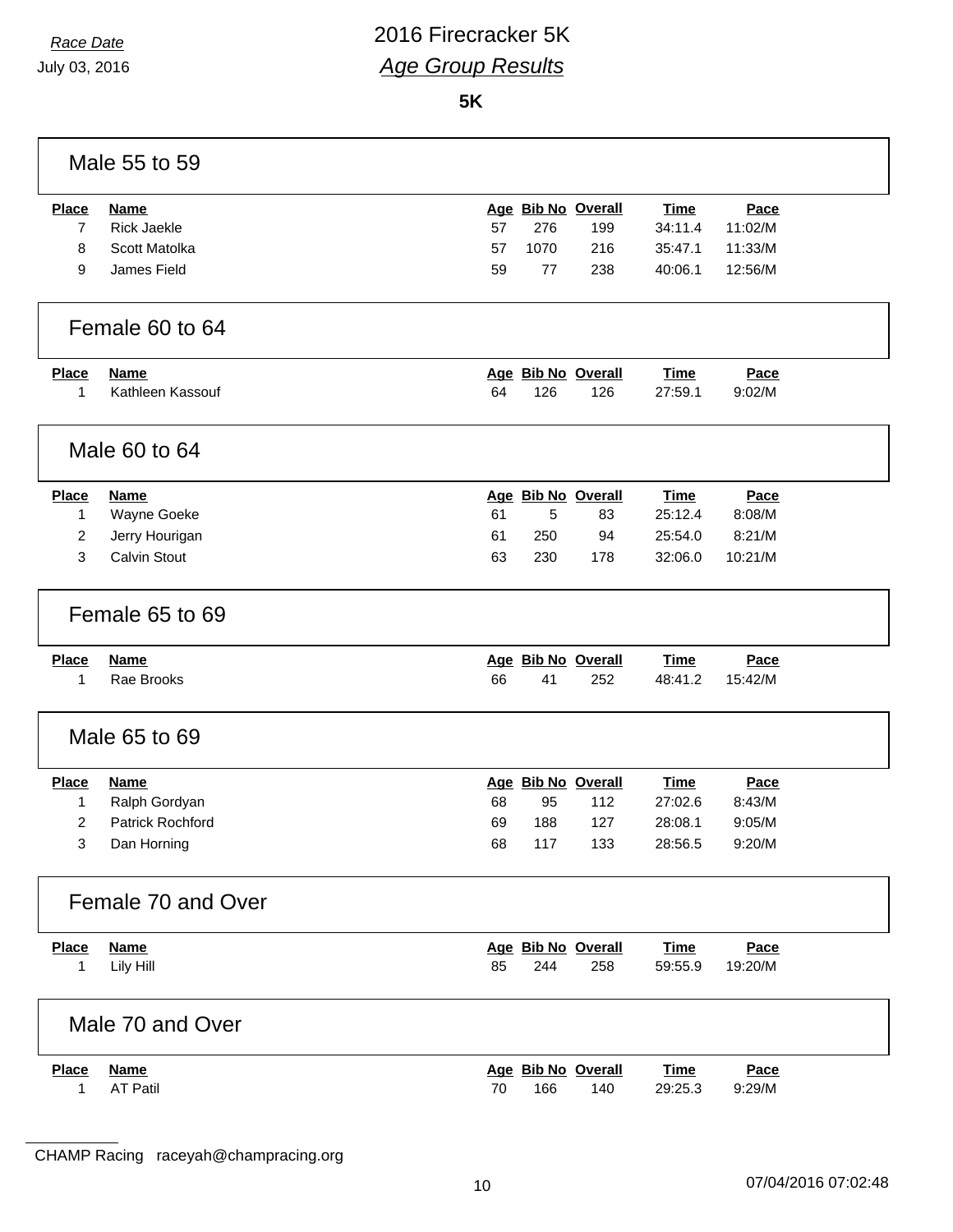*Race Date*
July 03, 2016

# 2016 Firecracker 5K
## *Age Group Results*

**5K**

### Male 55 to 59

| Place | Name | Age | Bib No | Overall | Time | Pace |
|---|---|---|---|---|---|---|
| 7 | Rick Jaekle | 57 | 276 | 199 | 34:11.4 | 11:02/M |
| 8 | Scott Matolka | 57 | 1070 | 216 | 35:47.1 | 11:33/M |
| 9 | James Field | 59 | 77 | 238 | 40:06.1 | 12:56/M |

### Female 60 to 64

| Place | Name | Age | Bib No | Overall | Time | Pace |
|---|---|---|---|---|---|---|
| 1 | Kathleen Kassouf | 64 | 126 | 126 | 27:59.1 | 9:02/M |

### Male 60 to 64

| Place | Name | Age | Bib No | Overall | Time | Pace |
|---|---|---|---|---|---|---|
| 1 | Wayne Goeke | 61 | 5 | 83 | 25:12.4 | 8:08/M |
| 2 | Jerry Hourigan | 61 | 250 | 94 | 25:54.0 | 8:21/M |
| 3 | Calvin Stout | 63 | 230 | 178 | 32:06.0 | 10:21/M |

### Female 65 to 69

| Place | Name | Age | Bib No | Overall | Time | Pace |
|---|---|---|---|---|---|---|
| 1 | Rae Brooks | 66 | 41 | 252 | 48:41.2 | 15:42/M |

### Male 65 to 69

| Place | Name | Age | Bib No | Overall | Time | Pace |
|---|---|---|---|---|---|---|
| 1 | Ralph Gordyan | 68 | 95 | 112 | 27:02.6 | 8:43/M |
| 2 | Patrick Rochford | 69 | 188 | 127 | 28:08.1 | 9:05/M |
| 3 | Dan Horning | 68 | 117 | 133 | 28:56.5 | 9:20/M |

### Female 70 and Over

| Place | Name | Age | Bib No | Overall | Time | Pace |
|---|---|---|---|---|---|---|
| 1 | Lily Hill | 85 | 244 | 258 | 59:55.9 | 19:20/M |

### Male 70 and Over

| Place | Name | Age | Bib No | Overall | Time | Pace |
|---|---|---|---|---|---|---|
| 1 | AT Patil | 70 | 166 | 140 | 29:25.3 | 9:29/M |

CHAMP Racing raceyah@champracing.org

07/04/2016 07:02:48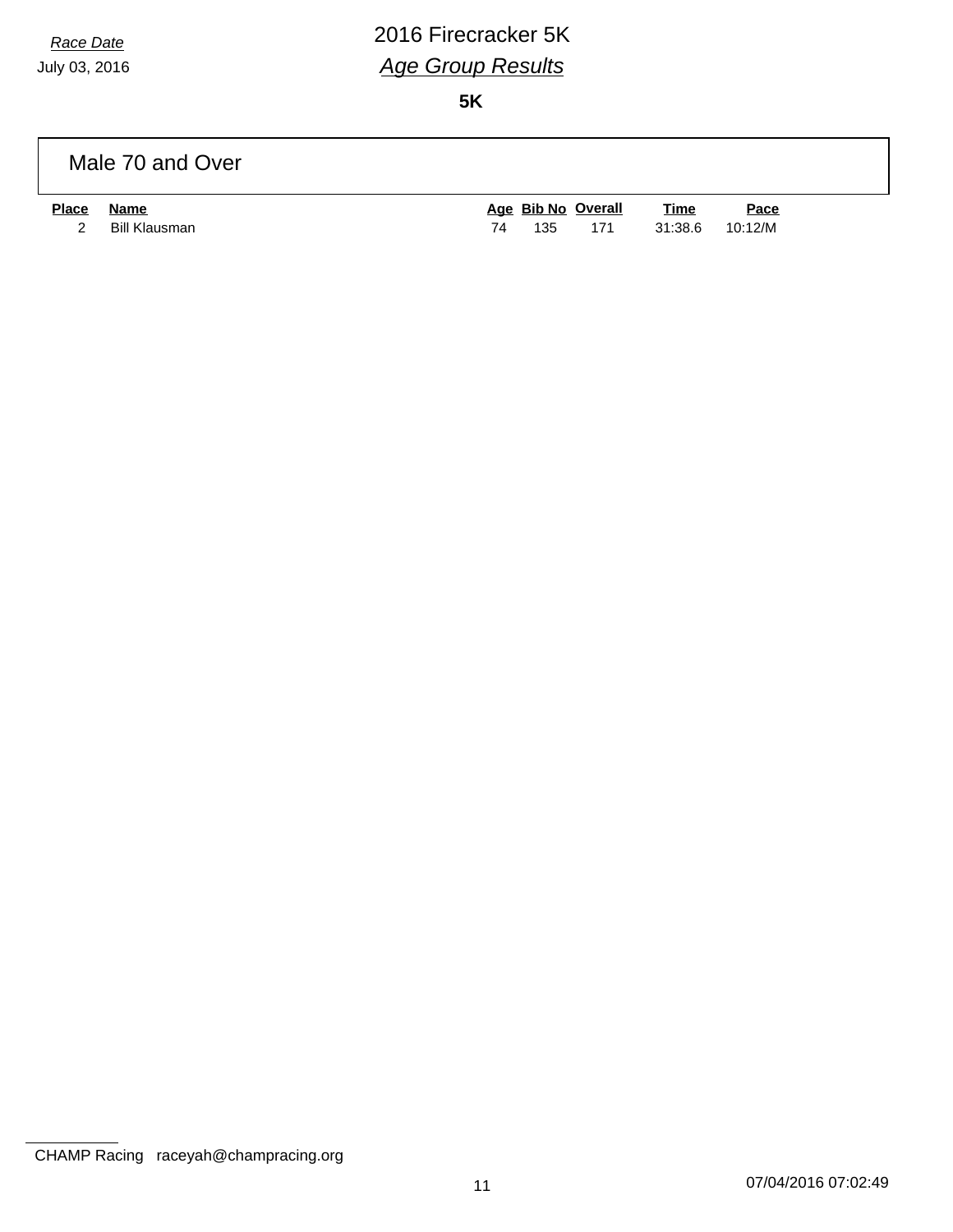*Race Date*

July 03, 2016

# 2016 Firecracker 5K

## *Age Group Results*

**5K**

### Male 70 and Over

| Place | Name | Age | Bib No | Overall | Time | Pace |
|---|---|---|---|---|---|---|
| 2 | Bill Klausman | 74 | 135 | 171 | 31:38.6 | 10:12/M |

CHAMP Racing raceyah@champracing.org

07/04/2016 07:02:49